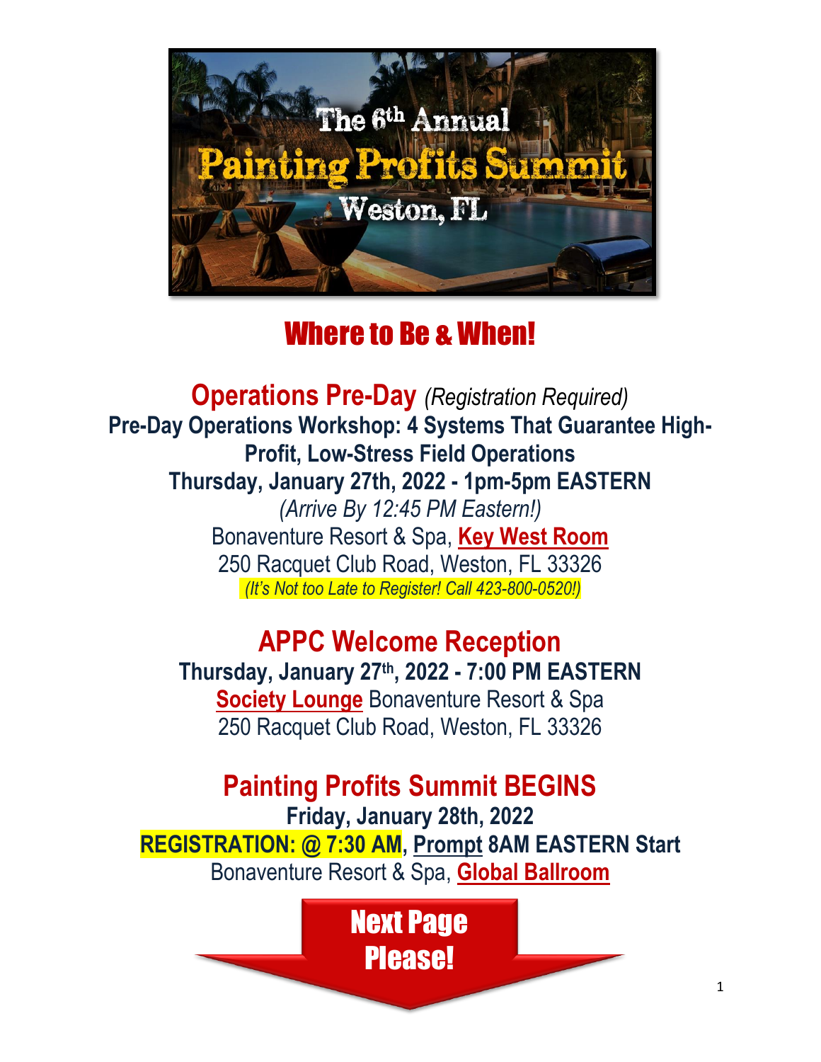# The 6th Annual Painting Profits Summit

## Weston, FL

# Where to Be & When!

## Operations Pre-Day *(Registration Required)*

**Pre-Day Operations Workshop: 4 Systems That Guarantee High-Profit, Low-Stress Field Operations**

**Thursday, January 27th, 2022 - 1pm-5pm EASTERN**

*(Arrive By 12:45 PM Eastern!)*

Bonaventure Resort & Spa, **Key West Room**

250 Racquet Club Road, Weston, FL 33326

*(It's Not too Late to Register! Call 423-800-0520!)*

## APPC Welcome Reception

**Thursday, January 27th, 2022 - 7:00 PM EASTERN**

**Society Lounge** Bonaventure Resort & Spa

250 Racquet Club Road, Weston, FL 33326

## Painting Profits Summit BEGINS

**Friday, January 28th, 2022**

**REGISTRATION: @ 7:30 AM, Prompt 8AM EASTERN Start**

Bonaventure Resort & Spa, **Global Ballroom**

Next Page Please!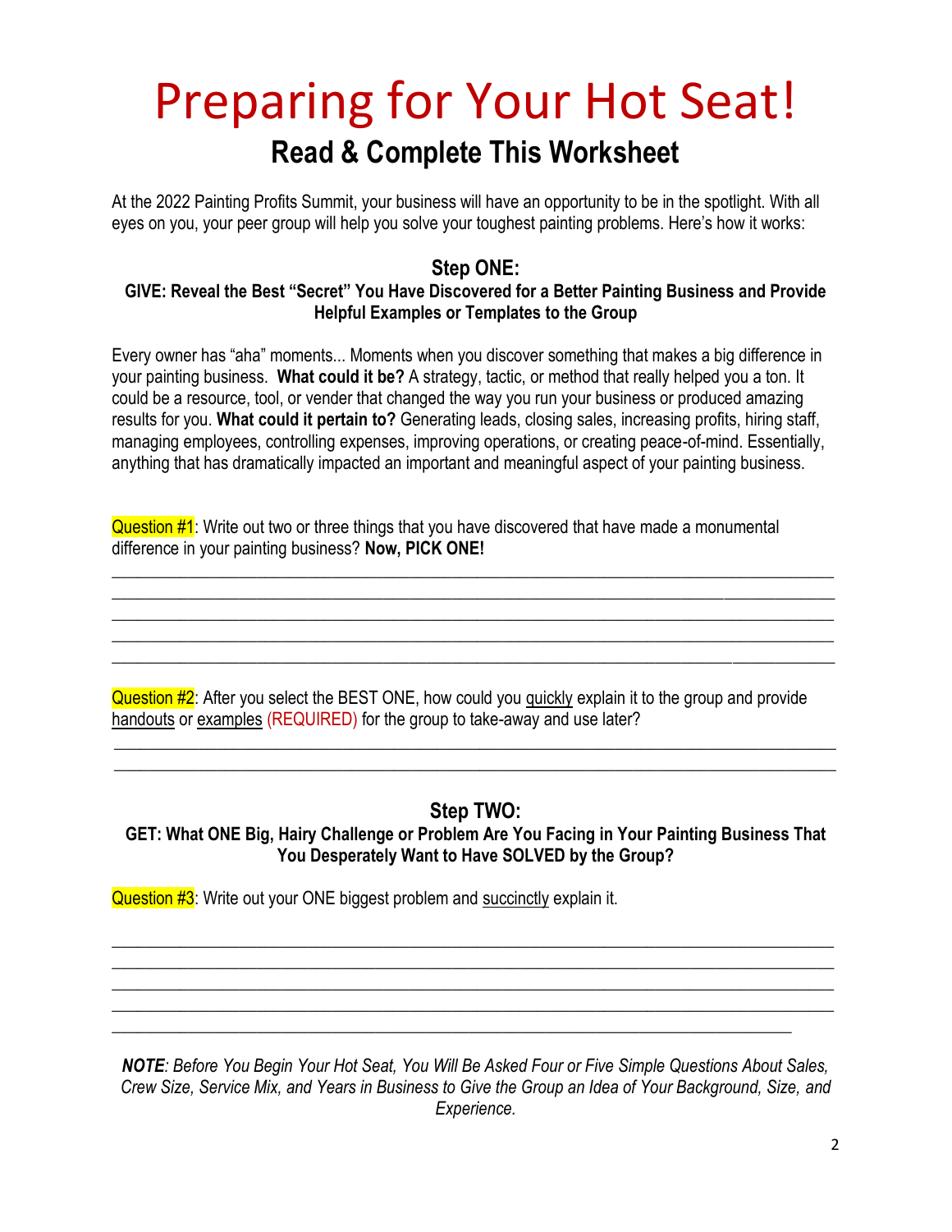# Preparing for Your Hot Seat!

## Read & Complete This Worksheet

At the 2022 Painting Profits Summit, your business will have an opportunity to be in the spotlight. With all eyes on you, your peer group will help you solve your toughest painting problems. Here's how it works:

### Step ONE:

**GIVE: Reveal the Best "Secret" You Have Discovered for a Better Painting Business and Provide Helpful Examples or Templates to the Group**

Every owner has "aha" moments... Moments when you discover something that makes a big difference in your painting business. **What could it be?** A strategy, tactic, or method that really helped you a ton. It could be a resource, tool, or vender that changed the way you run your business or produced amazing results for you. **What could it pertain to?** Generating leads, closing sales, increasing profits, hiring staff, managing employees, controlling expenses, improving operations, or creating peace-of-mind. Essentially, anything that has dramatically impacted an important and meaningful aspect of your painting business.

Question #1: Write out two or three things that you have discovered that have made a monumental difference in your painting business? **Now, PICK ONE!**

_______________________________________________________________________________
_______________________________________________________________________________
_______________________________________________________________________________
_______________________________________________________________________________
_______________________________________________________________________________

Question #2: After you select the BEST ONE, how could you quickly explain it to the group and provide handouts or examples (REQUIRED) for the group to take-away and use later?

_______________________________________________________________________________
_______________________________________________________________________________

### Step TWO:

**GET: What ONE Big, Hairy Challenge or Problem Are You Facing in Your Painting Business That You Desperately Want to Have SOLVED by the Group?**

Question #3: Write out your ONE biggest problem and succinctly explain it.

_______________________________________________________________________________
_______________________________________________________________________________
_______________________________________________________________________________
_______________________________________________________________________________
_______________________________________________________________________________

***NOTE**: Before You Begin Your Hot Seat, You Will Be Asked Four or Five Simple Questions About Sales, Crew Size, Service Mix, and Years in Business to Give the Group an Idea of Your Background, Size, and Experience.*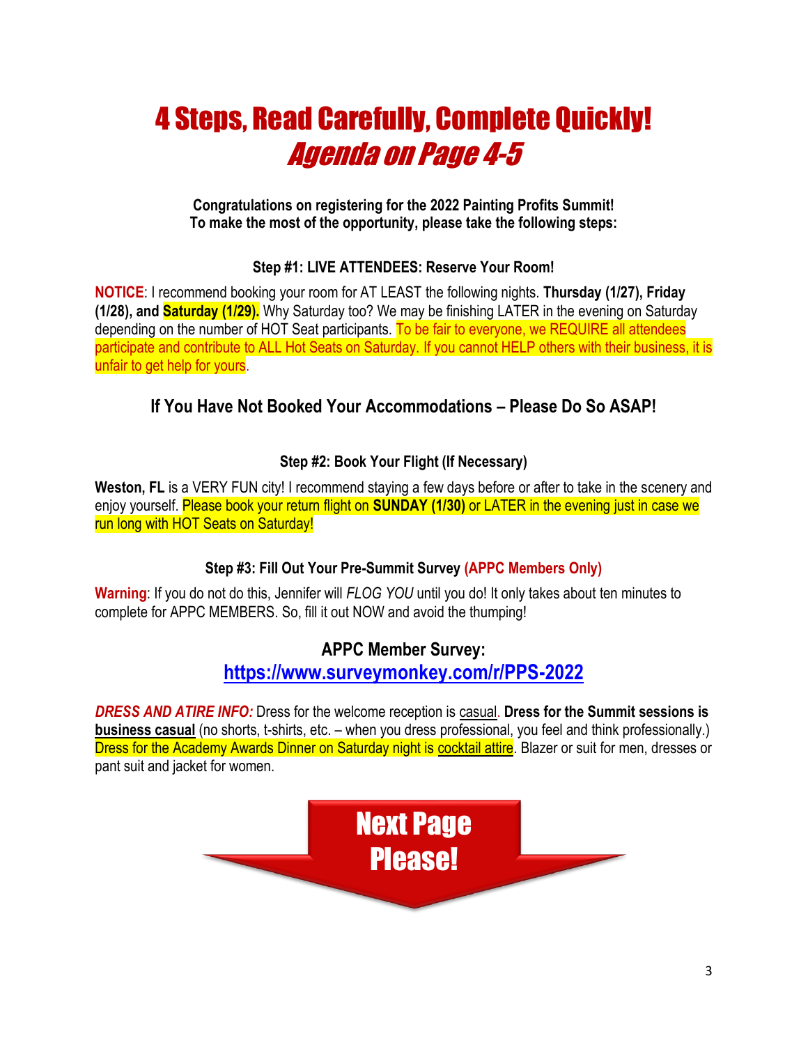# 4 Steps, Read Carefully, Complete Quickly!
## *Agenda on Page 4-5*

**Congratulations on registering for the 2022 Painting Profits Summit!**
**To make the most of the opportunity, please take the following steps:**

### Step #1: LIVE ATTENDEES: Reserve Your Room!

**NOTICE**: I recommend booking your room for AT LEAST the following nights. **Thursday (1/27), Friday (1/28), and Saturday (1/29).** Why Saturday too? We may be finishing LATER in the evening on Saturday depending on the number of HOT Seat participants. To be fair to everyone, we REQUIRE all attendees participate and contribute to ALL Hot Seats on Saturday. If you cannot HELP others with their business, it is unfair to get help for yours.

## If You Have Not Booked Your Accommodations – Please Do So ASAP!

### Step #2: Book Your Flight (If Necessary)

**Weston, FL** is a VERY FUN city! I recommend staying a few days before or after to take in the scenery and enjoy yourself. Please book your return flight on **SUNDAY (1/30)** or LATER in the evening just in case we run long with HOT Seats on Saturday!

### Step #3: Fill Out Your Pre-Summit Survey (APPC Members Only)

**Warning**: If you do not do this, Jennifer will *FLOG YOU* until you do! It only takes about ten minutes to complete for APPC MEMBERS. So, fill it out NOW and avoid the thumping!

**APPC Member Survey:**
**https://www.surveymonkey.com/r/PPS-2022**

***DRESS AND ATIRE INFO:*** Dress for the welcome reception is casual. **Dress for the Summit sessions is business casual** (no shorts, t-shirts, etc. – when you dress professional, you feel and think professionally.) Dress for the Academy Awards Dinner on Saturday night is cocktail attire. Blazer or suit for men, dresses or pant suit and jacket for women.

**Next Page Please!**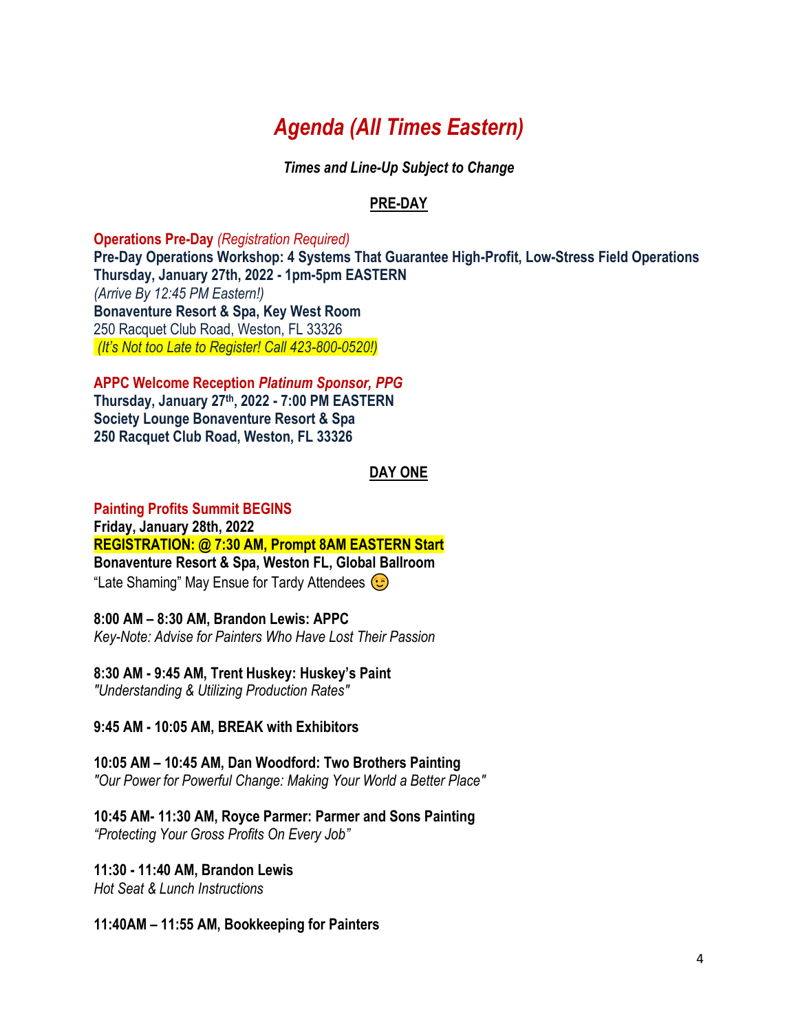# *Agenda (All Times Eastern)*

***Times and Line-Up Subject to Change***

## PRE-DAY

**Operations Pre-Day** *(Registration Required)*
**Pre-Day Operations Workshop: 4 Systems That Guarantee High-Profit, Low-Stress Field Operations**
**Thursday, January 27th, 2022 - 1pm-5pm EASTERN**
*(Arrive By 12:45 PM Eastern!)*
**Bonaventure Resort & Spa, Key West Room**
250 Racquet Club Road, Weston, FL 33326
*(It's Not too Late to Register! Call 423-800-0520!)*

**APPC Welcome Reception** ***Platinum Sponsor, PPG***
**Thursday, January 27th, 2022 - 7:00 PM EASTERN**
**Society Lounge Bonaventure Resort & Spa**
**250 Racquet Club Road, Weston, FL 33326**

## DAY ONE

**Painting Profits Summit BEGINS**
**Friday, January 28th, 2022**
**REGISTRATION: @ 7:30 AM, Prompt 8AM EASTERN Start**
**Bonaventure Resort & Spa, Weston FL, Global Ballroom**
"Late Shaming" May Ensue for Tardy Attendees 😉

**8:00 AM – 8:30 AM, Brandon Lewis: APPC**
*Key-Note: Advise for Painters Who Have Lost Their Passion*

**8:30 AM - 9:45 AM, Trent Huskey: Huskey's Paint**
*"Understanding & Utilizing Production Rates"*

**9:45 AM - 10:05 AM, BREAK with Exhibitors**

**10:05 AM – 10:45 AM, Dan Woodford: Two Brothers Painting**
*"Our Power for Powerful Change: Making Your World a Better Place"*

**10:45 AM- 11:30 AM, Royce Parmer: Parmer and Sons Painting**
*"Protecting Your Gross Profits On Every Job"*

**11:30 - 11:40 AM, Brandon Lewis**
*Hot Seat & Lunch Instructions*

**11:40AM – 11:55 AM, Bookkeeping for Painters**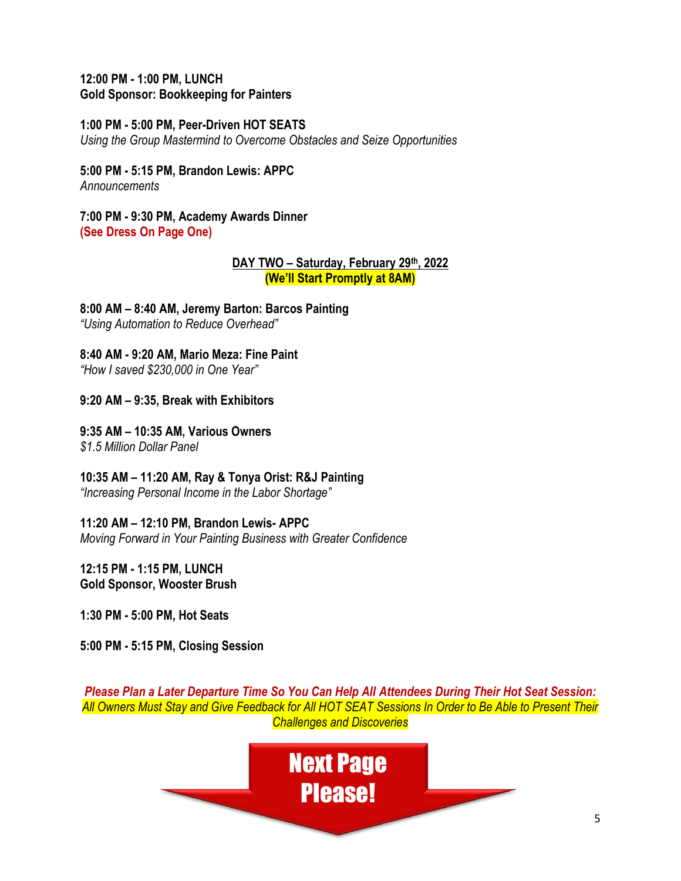**12:00 PM - 1:00 PM, LUNCH**
**Gold Sponsor: Bookkeeping for Painters**

**1:00 PM - 5:00 PM, Peer-Driven HOT SEATS**
*Using the Group Mastermind to Overcome Obstacles and Seize Opportunities*

**5:00 PM - 5:15 PM, Brandon Lewis: APPC**
*Announcements*

**7:00 PM - 9:30 PM, Academy Awards Dinner**
**(See Dress On Page One)**

## DAY TWO – Saturday, February 29th, 2022

**(We'll Start Promptly at 8AM)**

**8:00 AM – 8:40 AM, Jeremy Barton: Barcos Painting**
*"Using Automation to Reduce Overhead"*

**8:40 AM - 9:20 AM, Mario Meza: Fine Paint**
*"How I saved $230,000 in One Year"*

**9:20 AM – 9:35, Break with Exhibitors**

**9:35 AM – 10:35 AM, Various Owners**
*$1.5 Million Dollar Panel*

**10:35 AM – 11:20 AM, Ray & Tonya Orist: R&J Painting**
*"Increasing Personal Income in the Labor Shortage"*

**11:20 AM – 12:10 PM, Brandon Lewis- APPC**
*Moving Forward in Your Painting Business with Greater Confidence*

**12:15 PM - 1:15 PM, LUNCH**
**Gold Sponsor, Wooster Brush**

**1:30 PM - 5:00 PM, Hot Seats**

**5:00 PM - 5:15 PM, Closing Session**

***Please Plan a Later Departure Time So You Can Help All Attendees During Their Hot Seat Session:***
*All Owners Must Stay and Give Feedback for All HOT SEAT Sessions In Order to Be Able to Present Their Challenges and Discoveries*

**Next Page Please!**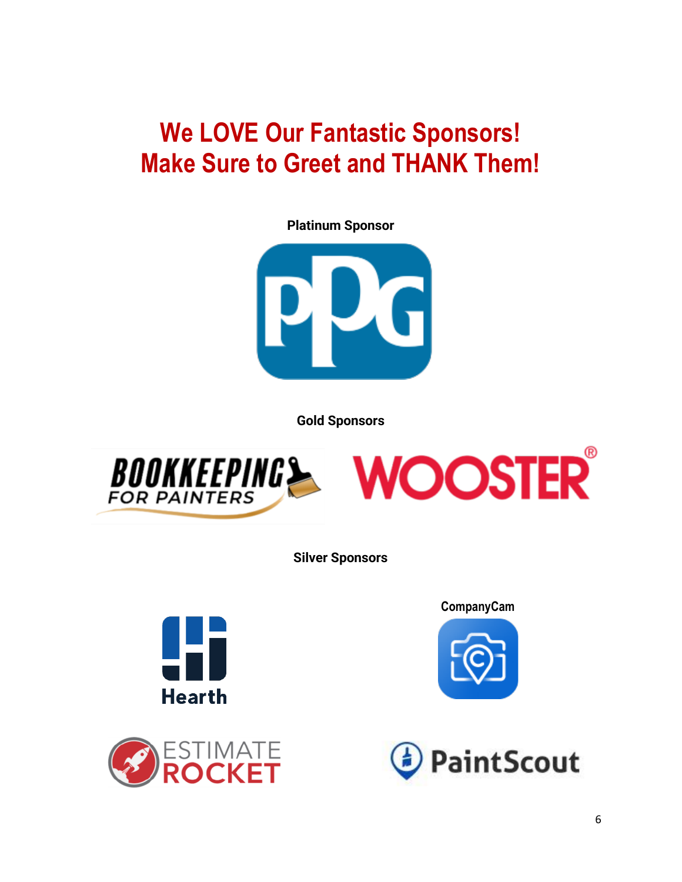# We LOVE Our Fantastic Sponsors!
# Make Sure to Greet and THANK Them!

**Platinum Sponsor**

PPG

**Gold Sponsors**

BOOKKEEPING FOR PAINTERS

WOOSTER®

**Silver Sponsors**

Hearth

**CompanyCam**

ESTIMATE ROCKET

PaintScout